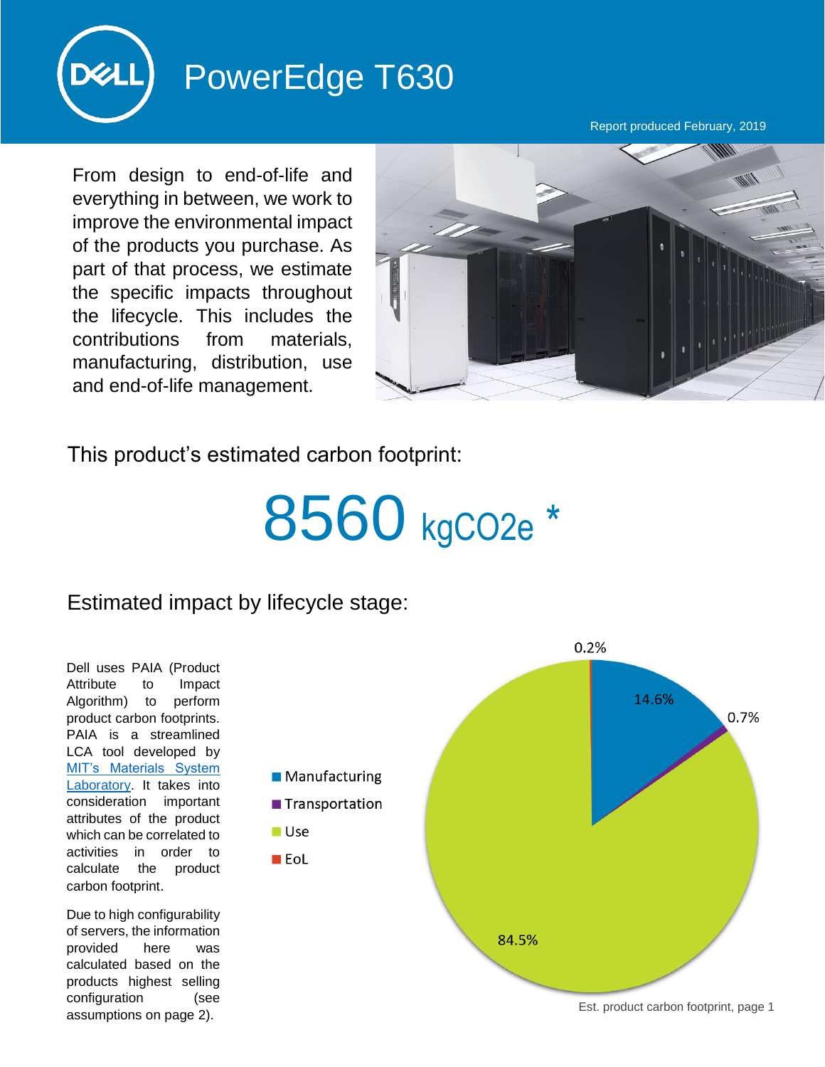# PowerEdge T630

Report produced February, 2019

From design to end-of-life and everything in between, we work to improve the environmental impact of the products you purchase. As part of that process, we estimate the specific impacts throughout the lifecycle. This includes the contributions from materials, manufacturing, distribution, use and end-of-life management.

This product's estimated carbon footprint:

## 8560 kgCO2e *

## Estimated impact by lifecycle stage:

Dell uses PAIA (Product Attribute to Impact Algorithm) to perform product carbon footprints. PAIA is a streamlined LCA tool developed by [MIT's Materials System Laboratory](). It takes into consideration important attributes of the product which can be correlated to activities in order to calculate the product carbon footprint.

Due to high configurability of servers, the information provided here was calculated based on the products highest selling configuration (see assumptions on page 2).

| Lifecycle stage | Share |
| --- | --- |
| Manufacturing | 14.6% |
| Transportation | 0.7% |
| Use | 84.5% |
| EoL | 0.2% |

Est. product carbon footprint, page 1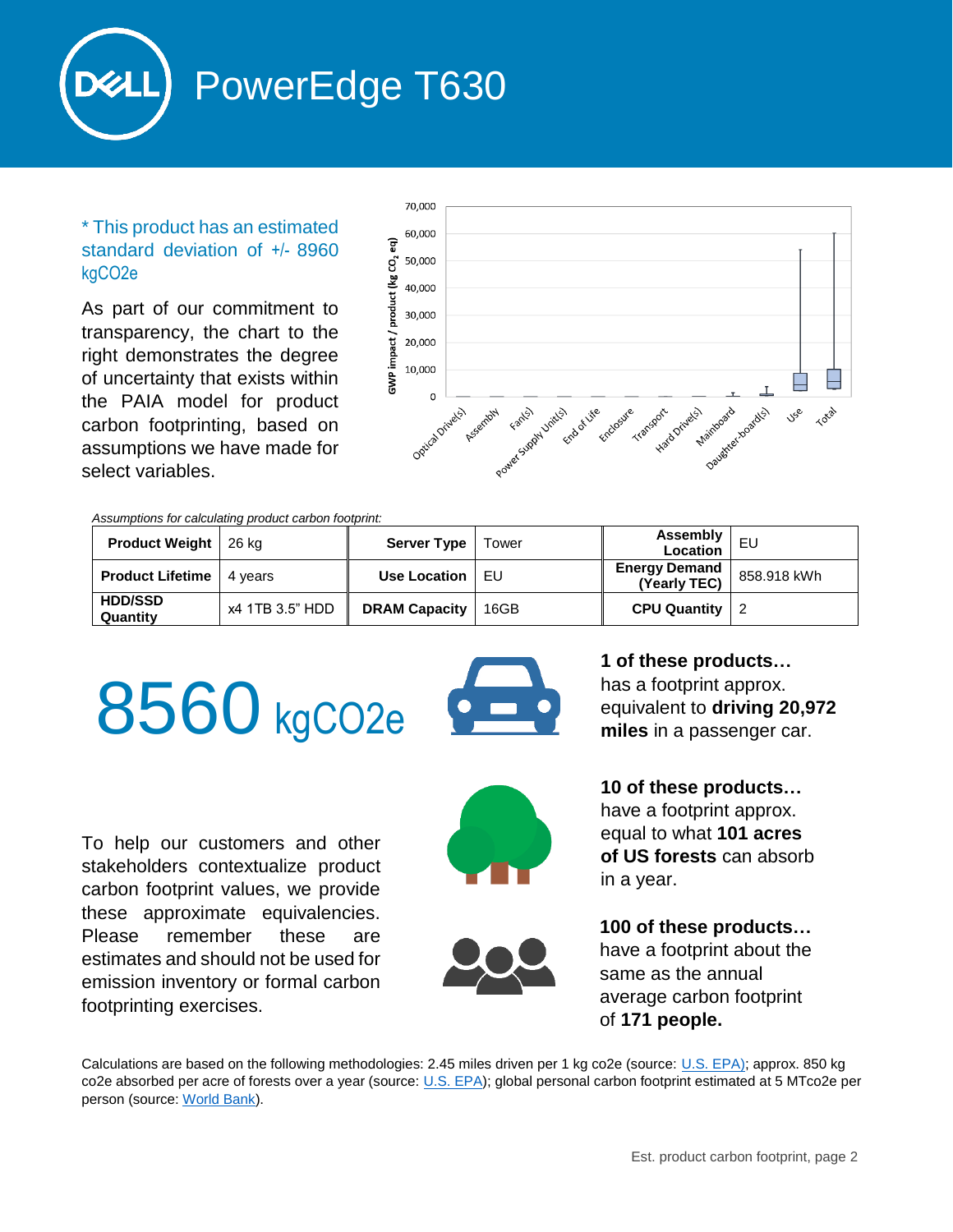# PowerEdge T630

\* This product has an estimated standard deviation of +/- 8960 kgCO2e

As part of our commitment to transparency, the chart to the right demonstrates the degree of uncertainty that exists within the PAIA model for product carbon footprinting, based on assumptions we have made for select variables.

GWP impact / product (kg $CO_2$ eq)

70,000
60,000
50,000
40,000
30,000
20,000
10,000
0

Optical Drive(s), Assembly, Fan(s), Power Supply Unit(s), End of Life, Enclosure, Transport, Hard Drive(s), Mainboard, Daughter-board(s), Use, Total

*Assumptions for calculating product carbon footprint:*

| | | | | | |
|---|---|---|---|---|---|
| **Product Weight** | 26 kg | **Server Type** | Tower | **Assembly Location** | EU |
| **Product Lifetime** | 4 years | **Use Location** | EU | **Energy Demand (Yearly TEC)** | 858.918 kWh |
| **HDD/SSD Quantity** | x4 1TB 3.5" HDD | **DRAM Capacity** | 16GB | **CPU Quantity** | 2 |

8560 kgCO2e

**1 of these products…** has a footprint approx. equivalent to **driving 20,972 miles** in a passenger car.

**10 of these products…** have a footprint approx. equal to what **101 acres of US forests** can absorb in a year.

**100 of these products…** have a footprint about the same as the annual average carbon footprint of **171 people.**

To help our customers and other stakeholders contextualize product carbon footprint values, we provide these approximate equivalencies. Please remember these are estimates and should not be used for emission inventory or formal carbon footprinting exercises.

Calculations are based on the following methodologies: 2.45 miles driven per 1 kg co2e (source: U.S. EPA); approx. 850 kg co2e absorbed per acre of forests over a year (source: U.S. EPA); global personal carbon footprint estimated at 5 MTco2e per person (source: World Bank).